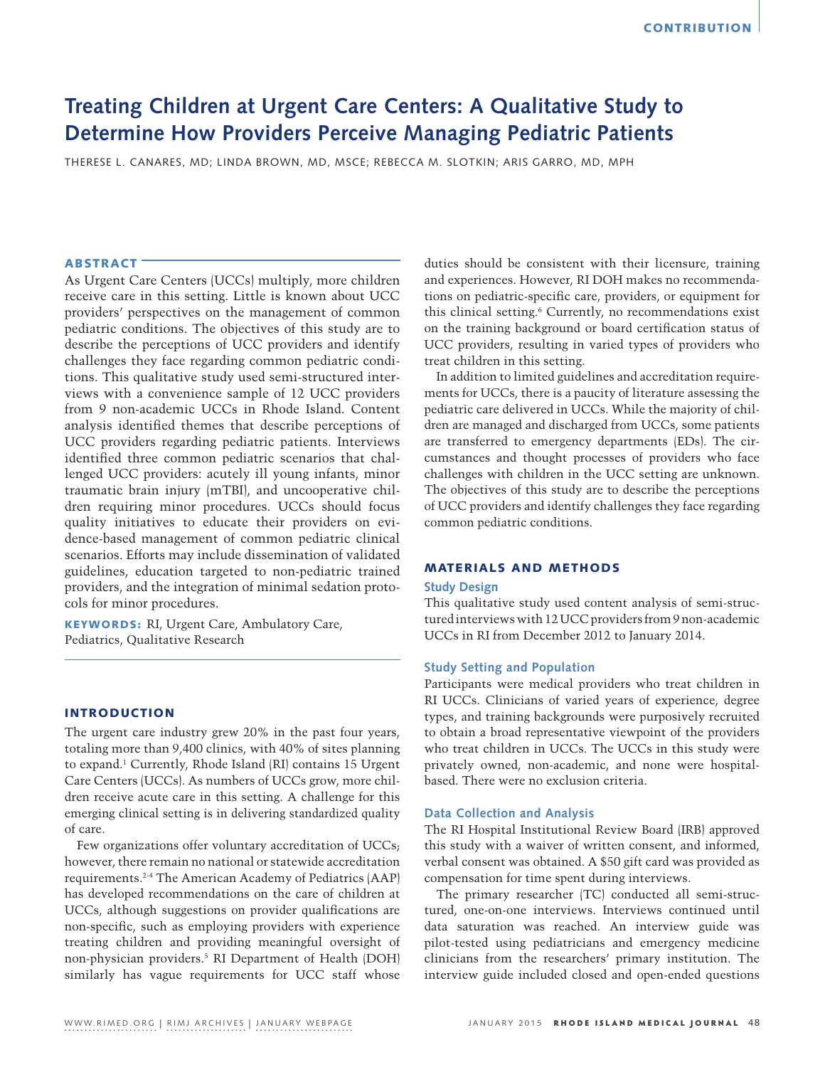# Treating Children at Urgent Care Centers: A Qualitative Study to Determine How Providers Perceive Managing Pediatric Patients

THERESE L. CANARES, MD; LINDA BROWN, MD, MSCE; REBECCA M. SLOTKIN; ARIS GARRO, MD, MPH

## ABSTRACT

As Urgent Care Centers (UCCs) multiply, more children receive care in this setting. Little is known about UCC providers' perspectives on the management of common pediatric conditions. The objectives of this study are to describe the perceptions of UCC providers and identify challenges they face regarding common pediatric conditions. This qualitative study used semi-structured interviews with a convenience sample of 12 UCC providers from 9 non-academic UCCs in Rhode Island. Content analysis identified themes that describe perceptions of UCC providers regarding pediatric patients. Interviews identified three common pediatric scenarios that challenged UCC providers: acutely ill young infants, minor traumatic brain injury (mTBI), and uncooperative children requiring minor procedures. UCCs should focus quality initiatives to educate their providers on evidence-based management of common pediatric clinical scenarios. Efforts may include dissemination of validated guidelines, education targeted to non-pediatric trained providers, and the integration of minimal sedation protocols for minor procedures.

**KEYWORDS:** RI, Urgent Care, Ambulatory Care, Pediatrics, Qualitative Research

## INTRODUCTION

The urgent care industry grew 20% in the past four years, totaling more than 9,400 clinics, with 40% of sites planning to expand.[1] Currently, Rhode Island (RI) contains 15 Urgent Care Centers (UCCs). As numbers of UCCs grow, more children receive acute care in this setting. A challenge for this emerging clinical setting is in delivering standardized quality of care.

Few organizations offer voluntary accreditation of UCCs; however, there remain no national or statewide accreditation requirements.[2-4] The American Academy of Pediatrics (AAP) has developed recommendations on the care of children at UCCs, although suggestions on provider qualifications are non-specific, such as employing providers with experience treating children and providing meaningful oversight of non-physician providers.[5] RI Department of Health (DOH) similarly has vague requirements for UCC staff whose duties should be consistent with their licensure, training and experiences. However, RI DOH makes no recommendations on pediatric-specific care, providers, or equipment for this clinical setting.[6] Currently, no recommendations exist on the training background or board certification status of UCC providers, resulting in varied types of providers who treat children in this setting.

In addition to limited guidelines and accreditation requirements for UCCs, there is a paucity of literature assessing the pediatric care delivered in UCCs. While the majority of children are managed and discharged from UCCs, some patients are transferred to emergency departments (EDs). The circumstances and thought processes of providers who face challenges with children in the UCC setting are unknown. The objectives of this study are to describe the perceptions of UCC providers and identify challenges they face regarding common pediatric conditions.

## MATERIALS AND METHODS

### Study Design

This qualitative study used content analysis of semi-structured interviews with 12 UCC providers from 9 non-academic UCCs in RI from December 2012 to January 2014.

### Study Setting and Population

Participants were medical providers who treat children in RI UCCs. Clinicians of varied years of experience, degree types, and training backgrounds were purposively recruited to obtain a broad representative viewpoint of the providers who treat children in UCCs. The UCCs in this study were privately owned, non-academic, and none were hospital-based. There were no exclusion criteria.

### Data Collection and Analysis

The RI Hospital Institutional Review Board (IRB) approved this study with a waiver of written consent, and informed, verbal consent was obtained. A $50 gift card was provided as compensation for time spent during interviews.

The primary researcher (TC) conducted all semi-structured, one-on-one interviews. Interviews continued until data saturation was reached. An interview guide was pilot-tested using pediatricians and emergency medicine clinicians from the researchers' primary institution. The interview guide included closed and open-ended questions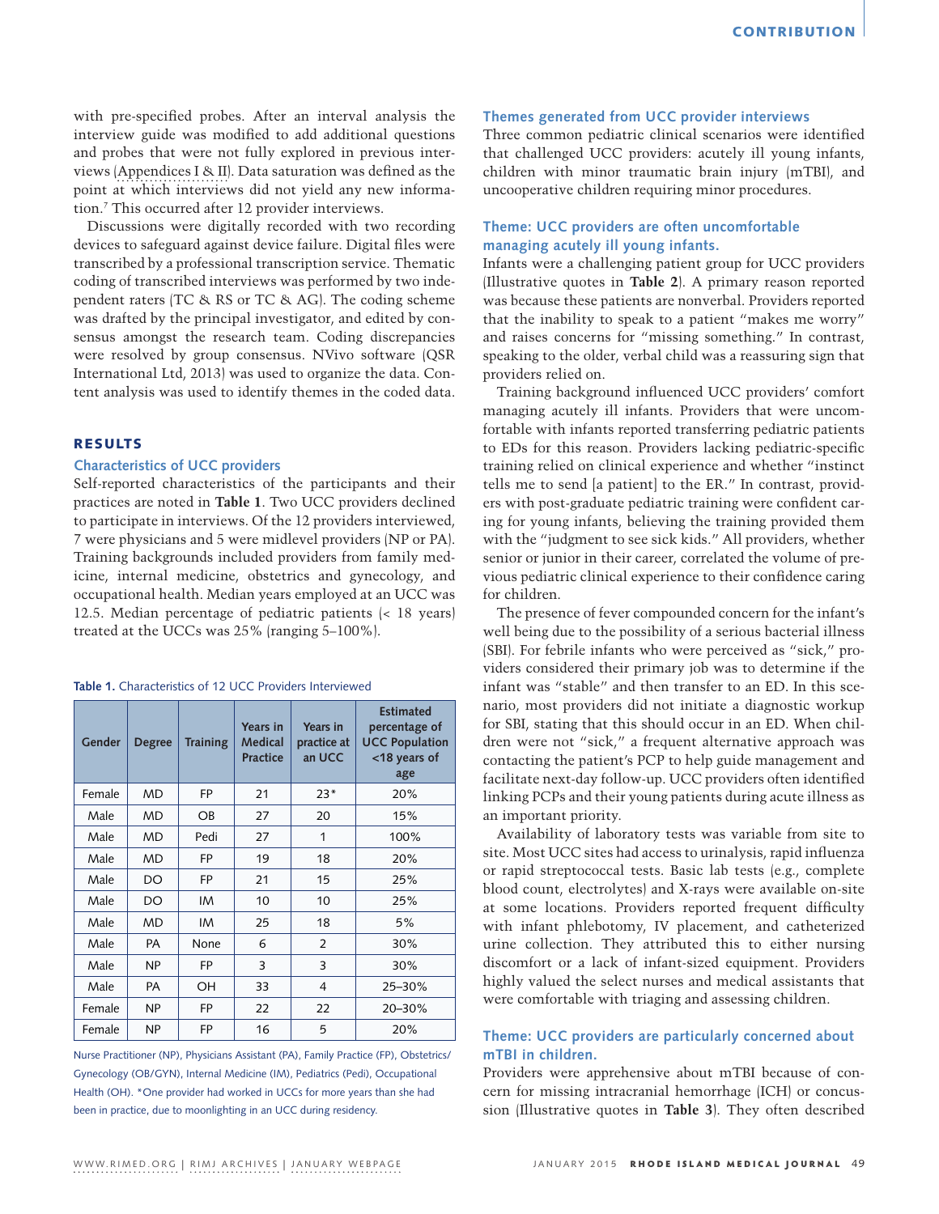with pre-specified probes. After an interval analysis the interview guide was modified to add additional questions and probes that were not fully explored in previous interviews (Appendices I & II). Data saturation was defined as the point at which interviews did not yield any new information.[7] This occurred after 12 provider interviews.

Discussions were digitally recorded with two recording devices to safeguard against device failure. Digital files were transcribed by a professional transcription service. Thematic coding of transcribed interviews was performed by two independent raters (TC & RS or TC & AG). The coding scheme was drafted by the principal investigator, and edited by consensus amongst the research team. Coding discrepancies were resolved by group consensus. NVivo software (QSR International Ltd, 2013) was used to organize the data. Content analysis was used to identify themes in the coded data.

## RESULTS

### Characteristics of UCC providers

Self-reported characteristics of the participants and their practices are noted in **Table 1**. Two UCC providers declined to participate in interviews. Of the 12 providers interviewed, 7 were physicians and 5 were midlevel providers (NP or PA). Training backgrounds included providers from family medicine, internal medicine, obstetrics and gynecology, and occupational health. Median years employed at an UCC was 12.5. Median percentage of pediatric patients (< 18 years) treated at the UCCs was 25% (ranging 5–100%).

**Table 1.** Characteristics of 12 UCC Providers Interviewed

| Gender | Degree | Training | Years in Medical Practice | Years in practice at an UCC | Estimated percentage of UCC Population <18 years of age |
|---|---|---|---|---|---|
| Female | MD | FP | 21 | 23* | 20% |
| Male | MD | OB | 27 | 20 | 15% |
| Male | MD | Pedi | 27 | 1 | 100% |
| Male | MD | FP | 19 | 18 | 20% |
| Male | DO | FP | 21 | 15 | 25% |
| Male | DO | IM | 10 | 10 | 25% |
| Male | MD | IM | 25 | 18 | 5% |
| Male | PA | None | 6 | 2 | 30% |
| Male | NP | FP | 3 | 3 | 30% |
| Male | PA | OH | 33 | 4 | 25–30% |
| Female | NP | FP | 22 | 22 | 20–30% |
| Female | NP | FP | 16 | 5 | 20% |

Nurse Practitioner (NP), Physicians Assistant (PA), Family Practice (FP), Obstetrics/Gynecology (OB/GYN), Internal Medicine (IM), Pediatrics (Pedi), Occupational Health (OH). *One provider had worked in UCCs for more years than she had been in practice, due to moonlighting in an UCC during residency.

### Themes generated from UCC provider interviews

Three common pediatric clinical scenarios were identified that challenged UCC providers: acutely ill young infants, children with minor traumatic brain injury (mTBI), and uncooperative children requiring minor procedures.

### Theme: UCC providers are often uncomfortable managing acutely ill young infants.

Infants were a challenging patient group for UCC providers (Illustrative quotes in **Table 2**). A primary reason reported was because these patients are nonverbal. Providers reported that the inability to speak to a patient "makes me worry" and raises concerns for "missing something." In contrast, speaking to the older, verbal child was a reassuring sign that providers relied on.

Training background influenced UCC providers' comfort managing acutely ill infants. Providers that were uncomfortable with infants reported transferring pediatric patients to EDs for this reason. Providers lacking pediatric-specific training relied on clinical experience and whether "instinct tells me to send [a patient] to the ER." In contrast, providers with post-graduate pediatric training were confident caring for young infants, believing the training provided them with the "judgment to see sick kids." All providers, whether senior or junior in their career, correlated the volume of previous pediatric clinical experience to their confidence caring for children.

The presence of fever compounded concern for the infant's well being due to the possibility of a serious bacterial illness (SBI). For febrile infants who were perceived as "sick," providers considered their primary job was to determine if the infant was "stable" and then transfer to an ED. In this scenario, most providers did not initiate a diagnostic workup for SBI, stating that this should occur in an ED. When children were not "sick," a frequent alternative approach was contacting the patient's PCP to help guide management and facilitate next-day follow-up. UCC providers often identified linking PCPs and their young patients during acute illness as an important priority.

Availability of laboratory tests was variable from site to site. Most UCC sites had access to urinalysis, rapid influenza or rapid streptococcal tests. Basic lab tests (e.g., complete blood count, electrolytes) and X-rays were available on-site at some locations. Providers reported frequent difficulty with infant phlebotomy, IV placement, and catheterized urine collection. They attributed this to either nursing discomfort or a lack of infant-sized equipment. Providers highly valued the select nurses and medical assistants that were comfortable with triaging and assessing children.

### Theme: UCC providers are particularly concerned about mTBI in children.

Providers were apprehensive about mTBI because of concern for missing intracranial hemorrhage (ICH) or concussion (Illustrative quotes in **Table 3**). They often described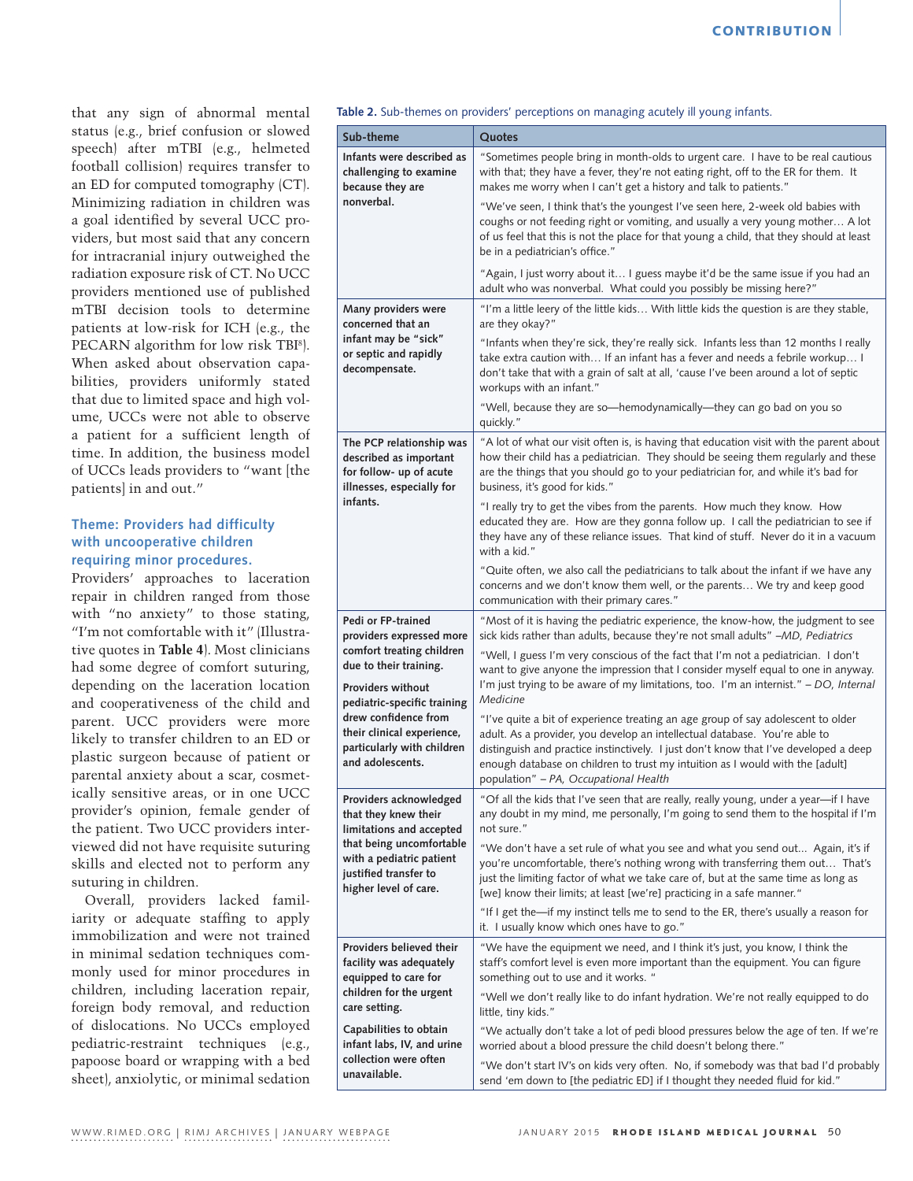that any sign of abnormal mental status (e.g., brief confusion or slowed speech) after mTBI (e.g., helmeted football collision) requires transfer to an ED for computed tomography (CT). Minimizing radiation in children was a goal identified by several UCC providers, but most said that any concern for intracranial injury outweighed the radiation exposure risk of CT. No UCC providers mentioned use of published mTBI decision tools to determine patients at low-risk for ICH (e.g., the PECARN algorithm for low risk TBI[8]). When asked about observation capabilities, providers uniformly stated that due to limited space and high volume, UCCs were not able to observe a patient for a sufficient length of time. In addition, the business model of UCCs leads providers to "want [the patients] in and out."

### Theme: Providers had difficulty with uncooperative children requiring minor procedures.

Providers' approaches to laceration repair in children ranged from those with "no anxiety" to those stating, "I'm not comfortable with it" (Illustrative quotes in **Table 4**). Most clinicians had some degree of comfort suturing, depending on the laceration location and cooperativeness of the child and parent. UCC providers were more likely to transfer children to an ED or plastic surgeon because of patient or parental anxiety about a scar, cosmetically sensitive areas, or in one UCC provider's opinion, female gender of the patient. Two UCC providers interviewed did not have requisite suturing skills and elected not to perform any suturing in children.

Overall, providers lacked familiarity or adequate staffing to apply immobilization and were not trained in minimal sedation techniques commonly used for minor procedures in children, including laceration repair, foreign body removal, and reduction of dislocations. No UCCs employed pediatric-restraint techniques (e.g., papoose board or wrapping with a bed sheet), anxiolytic, or minimal sedation

**Table 2.** Sub-themes on providers' perceptions on managing acutely ill young infants.

| Sub-theme | Quotes |
|---|---|
| **Infants were described as challenging to examine because they are nonverbal.** | "Sometimes people bring in month-olds to urgent care. I have to be real cautious with that; they have a fever, they're not eating right, off to the ER for them. It makes me worry when I can't get a history and talk to patients." |
| | "We've seen, I think that's the youngest I've seen here, 2-week old babies with coughs or not feeding right or vomiting, and usually a very young mother… A lot of us feel that this is not the place for that young a child, that they should at least be in a pediatrician's office." |
| | "Again, I just worry about it… I guess maybe it'd be the same issue if you had an adult who was nonverbal. What could you possibly be missing here?" |
| **Many providers were concerned that an infant may be "sick" or septic and rapidly decompensate.** | "I'm a little leery of the little kids… With little kids the question is are they stable, are they okay?" |
| | "Infants when they're sick, they're really sick. Infants less than 12 months I really take extra caution with… If an infant has a fever and needs a febrile workup… I don't take that with a grain of salt at all, 'cause I've been around a lot of septic workups with an infant." |
| | "Well, because they are so—hemodynamically—they can go bad on you so quickly." |
| **The PCP relationship was described as important for follow- up of acute illnesses, especially for infants.** | "A lot of what our visit often is, is having that education visit with the parent about how their child has a pediatrician. They should be seeing them regularly and these are the things that you should go to your pediatrician for, and while it's bad for business, it's good for kids." |
| | "I really try to get the vibes from the parents. How much they know. How educated they are. How are they gonna follow up. I call the pediatrician to see if they have any of these reliance issues. That kind of stuff. Never do it in a vacuum with a kid." |
| | "Quite often, we also call the pediatricians to talk about the infant if we have any concerns and we don't know them well, or the parents… We try and keep good communication with their primary cares." |
| **Pedi or FP-trained providers expressed more comfort treating children due to their training.** **Providers without pediatric-specific training drew confidence from their clinical experience, particularly with children and adolescents.** | "Most of it is having the pediatric experience, the know-how, the judgment to see sick kids rather than adults, because they're not small adults" *–MD, Pediatrics* |
| | "Well, I guess I'm very conscious of the fact that I'm not a pediatrician. I don't want to give anyone the impression that I consider myself equal to one in anyway. I'm just trying to be aware of my limitations, too. I'm an internist." *– DO, Internal Medicine* |
| | "I've quite a bit of experience treating an age group of say adolescent to older adult. As a provider, you develop an intellectual database. You're able to distinguish and practice instinctively. I just don't know that I've developed a deep enough database on children to trust my intuition as I would with the [adult] population" *– PA, Occupational Health* |
| **Providers acknowledged that they knew their limitations and accepted that being uncomfortable with a pediatric patient justified transfer to higher level of care.** | "Of all the kids that I've seen that are really, really young, under a year—if I have any doubt in my mind, me personally, I'm going to send them to the hospital if I'm not sure." |
| | "We don't have a set rule of what you see and what you send out… Again, it's if you're uncomfortable, there's nothing wrong with transferring them out… That's just the limiting factor of what we take care of, but at the same time as long as [we] know their limits; at least [we're] practicing in a safe manner." |
| | "If I get the—if my instinct tells me to send to the ER, there's usually a reason for it. I usually know which ones have to go." |
| **Providers believed their facility was adequately equipped to care for children for the urgent care setting.** **Capabilities to obtain infant labs, IV, and urine collection were often unavailable.** | "We have the equipment we need, and I think it's just, you know, I think the staff's comfort level is even more important than the equipment. You can figure something out to use and it works. " |
| | "Well we don't really like to do infant hydration. We're not really equipped to do little, tiny kids." |
| | "We actually don't take a lot of pedi blood pressures below the age of ten. If we're worried about a blood pressure the child doesn't belong there." |
| | "We don't start IV's on kids very often. No, if somebody was that bad I'd probably send 'em down to [the pediatric ED] if I thought they needed fluid for kid." |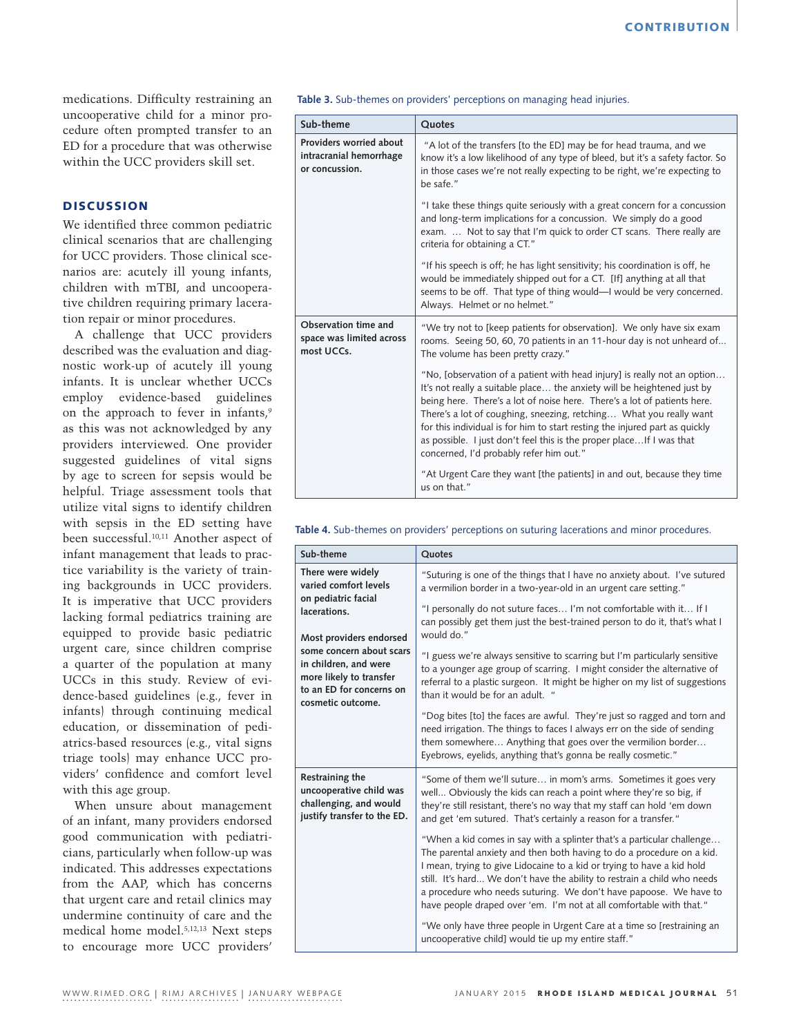medications. Difficulty restraining an uncooperative child for a minor procedure often prompted transfer to an ED for a procedure that was otherwise within the UCC providers skill set.

## DISCUSSION

We identified three common pediatric clinical scenarios that are challenging for UCC providers. Those clinical scenarios are: acutely ill young infants, children with mTBI, and uncooperative children requiring primary laceration repair or minor procedures.

A challenge that UCC providers described was the evaluation and diagnostic work-up of acutely ill young infants. It is unclear whether UCCs employ evidence-based guidelines on the approach to fever in infants,[9] as this was not acknowledged by any providers interviewed. One provider suggested guidelines of vital signs by age to screen for sepsis would be helpful. Triage assessment tools that utilize vital signs to identify children with sepsis in the ED setting have been successful.[10,11] Another aspect of infant management that leads to practice variability is the variety of training backgrounds in UCC providers. It is imperative that UCC providers lacking formal pediatrics training are equipped to provide basic pediatric urgent care, since children comprise a quarter of the population at many UCCs in this study. Review of evidence-based guidelines (e.g., fever in infants) through continuing medical education, or dissemination of pediatrics-based resources (e.g., vital signs triage tools) may enhance UCC providers' confidence and comfort level with this age group.

When unsure about management of an infant, many providers endorsed good communication with pediatricians, particularly when follow-up was indicated. This addresses expectations from the AAP, which has concerns that urgent care and retail clinics may undermine continuity of care and the medical home model.[5,12,13] Next steps to encourage more UCC providers'

**Table 3.** Sub-themes on providers' perceptions on managing head injuries.

| Sub-theme | Quotes |
|---|---|
| **Providers worried about intracranial hemorrhage or concussion.** | "A lot of the transfers [to the ED] may be for head trauma, and we know it's a low likelihood of any type of bleed, but it's a safety factor. So in those cases we're not really expecting to be right, we're expecting to be safe." |
| | "I take these things quite seriously with a great concern for a concussion and long-term implications for a concussion. We simply do a good exam. … Not to say that I'm quick to order CT scans. There really are criteria for obtaining a CT." |
| | "If his speech is off; he has light sensitivity; his coordination is off, he would be immediately shipped out for a CT. [If] anything at all that seems to be off. That type of thing would—I would be very concerned. Always. Helmet or no helmet." |
| **Observation time and space was limited across most UCCs.** | "We try not to [keep patients for observation]. We only have six exam rooms. Seeing 50, 60, 70 patients in an 11-hour day is not unheard of... The volume has been pretty crazy." |
| | "No, [observation of a patient with head injury] is really not an option… It's not really a suitable place… the anxiety will be heightened just by being here. There's a lot of noise here. There's a lot of patients here. There's a lot of coughing, sneezing, retching… What you really want for this individual is for him to start resting the injured part as quickly as possible. I just don't feel this is the proper place…If I was that concerned, I'd probably refer him out." |
| | "At Urgent Care they want [the patients] in and out, because they time us on that." |

**Table 4.** Sub-themes on providers' perceptions on suturing lacerations and minor procedures.

| Sub-theme | Quotes |
|---|---|
| **There were widely varied comfort levels on pediatric facial lacerations.** | "Suturing is one of the things that I have no anxiety about. I've sutured a vermilion border in a two-year-old in an urgent care setting." |
| | "I personally do not suture faces… I'm not comfortable with it… If I can possibly get them just the best-trained person to do it, that's what I would do." |
| **Most providers endorsed some concern about scars in children, and were more likely to transfer to an ED for concerns on cosmetic outcome.** | "I guess we're always sensitive to scarring but I'm particularly sensitive to a younger age group of scarring. I might consider the alternative of referral to a plastic surgeon. It might be higher on my list of suggestions than it would be for an adult. " |
| | "Dog bites [to] the faces are awful. They're just so ragged and torn and need irrigation. The things to faces I always err on the side of sending them somewhere… Anything that goes over the vermilion border… Eyebrows, eyelids, anything that's gonna be really cosmetic." |
| **Restraining the uncooperative child was challenging, and would justify transfer to the ED.** | "Some of them we'll suture… in mom's arms. Sometimes it goes very well... Obviously the kids can reach a point where they're so big, if they're still resistant, there's no way that my staff can hold 'em down and get 'em sutured. That's certainly a reason for a transfer." |
| | "When a kid comes in say with a splinter that's a particular challenge… The parental anxiety and then both having to do a procedure on a kid. I mean, trying to give Lidocaine to a kid or trying to have a kid hold still. It's hard... We don't have the ability to restrain a child who needs a procedure who needs suturing. We don't have papoose. We have to have people draped over 'em. I'm not at all comfortable with that." |
| | "We only have three people in Urgent Care at a time so [restraining an uncooperative child] would tie up my entire staff." |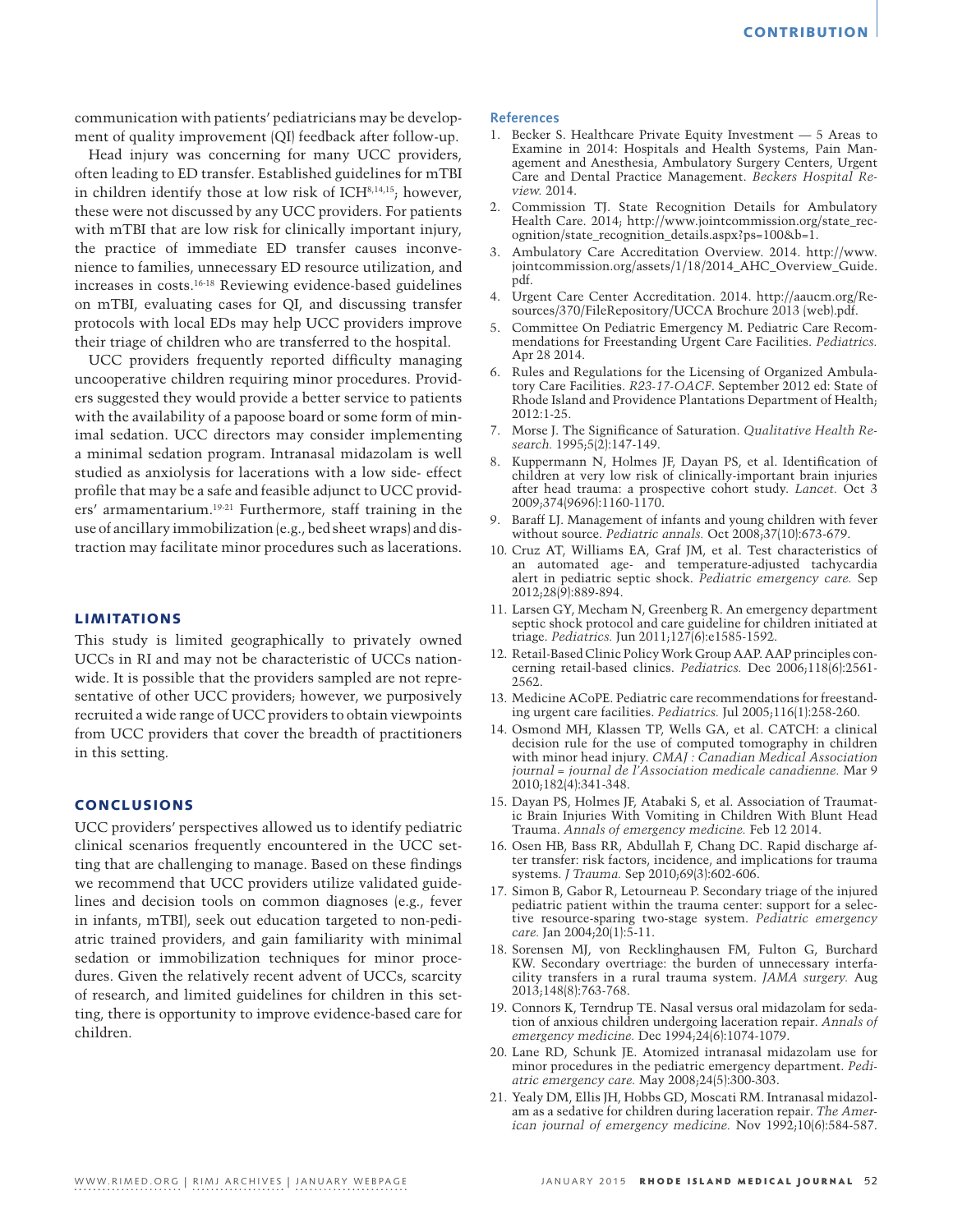communication with patients' pediatricians may be development of quality improvement (QI) feedback after follow-up.

Head injury was concerning for many UCC providers, often leading to ED transfer. Established guidelines for mTBI in children identify those at low risk of ICH[8,14,15]; however, these were not discussed by any UCC providers. For patients with mTBI that are low risk for clinically important injury, the practice of immediate ED transfer causes inconvenience to families, unnecessary ED resource utilization, and increases in costs.[16-18] Reviewing evidence-based guidelines on mTBI, evaluating cases for QI, and discussing transfer protocols with local EDs may help UCC providers improve their triage of children who are transferred to the hospital.

UCC providers frequently reported difficulty managing uncooperative children requiring minor procedures. Providers suggested they would provide a better service to patients with the availability of a papoose board or some form of minimal sedation. UCC directors may consider implementing a minimal sedation program. Intranasal midazolam is well studied as anxiolysis for lacerations with a low side- effect profile that may be a safe and feasible adjunct to UCC providers' armamentarium.[19-21] Furthermore, staff training in the use of ancillary immobilization (e.g., bed sheet wraps) and distraction may facilitate minor procedures such as lacerations.

## LIMITATIONS

This study is limited geographically to privately owned UCCs in RI and may not be characteristic of UCCs nationwide. It is possible that the providers sampled are not representative of other UCC providers; however, we purposively recruited a wide range of UCC providers to obtain viewpoints from UCC providers that cover the breadth of practitioners in this setting.

## CONCLUSIONS

UCC providers' perspectives allowed us to identify pediatric clinical scenarios frequently encountered in the UCC setting that are challenging to manage. Based on these findings we recommend that UCC providers utilize validated guidelines and decision tools on common diagnoses (e.g., fever in infants, mTBI), seek out education targeted to non-pediatric trained providers, and gain familiarity with minimal sedation or immobilization techniques for minor procedures. Given the relatively recent advent of UCCs, scarcity of research, and limited guidelines for children in this setting, there is opportunity to improve evidence-based care for children.

### References

1. Becker S. Healthcare Private Equity Investment — 5 Areas to Examine in 2014: Hospitals and Health Systems, Pain Management and Anesthesia, Ambulatory Surgery Centers, Urgent Care and Dental Practice Management. *Beckers Hospital Review.* 2014.
2. Commission TJ. State Recognition Details for Ambulatory Health Care. 2014; http://www.jointcommission.org/state_recognition/state_recognition_details.aspx?ps=100&b=1.
3. Ambulatory Care Accreditation Overview. 2014. http://www.jointcommission.org/assets/1/18/2014_AHC_Overview_Guide.pdf.
4. Urgent Care Center Accreditation. 2014. http://aaucm.org/Resources/370/FileRepository/UCCA Brochure 2013 (web).pdf.
5. Committee On Pediatric Emergency M. Pediatric Care Recommendations for Freestanding Urgent Care Facilities. *Pediatrics.* Apr 28 2014.
6. Rules and Regulations for the Licensing of Organized Ambulatory Care Facilities. *R23-17-OACF*. September 2012 ed: State of Rhode Island and Providence Plantations Department of Health; 2012:1-25.
7. Morse J. The Significance of Saturation. *Qualitative Health Research.* 1995;5(2):147-149.
8. Kuppermann N, Holmes JF, Dayan PS, et al. Identification of children at very low risk of clinically-important brain injuries after head trauma: a prospective cohort study. *Lancet.* Oct 3 2009;374(9696):1160-1170.
9. Baraff LJ. Management of infants and young children with fever without source. *Pediatric annals.* Oct 2008;37(10):673-679.
10. Cruz AT, Williams EA, Graf JM, et al. Test characteristics of an automated age- and temperature-adjusted tachycardia alert in pediatric septic shock. *Pediatric emergency care.* Sep 2012;28(9):889-894.
11. Larsen GY, Mecham N, Greenberg R. An emergency department septic shock protocol and care guideline for children initiated at triage. *Pediatrics.* Jun 2011;127(6):e1585-1592.
12. Retail-Based Clinic Policy Work Group AAP. AAP principles concerning retail-based clinics. *Pediatrics.* Dec 2006;118(6):2561-2562.
13. Medicine ACoPE. Pediatric care recommendations for freestanding urgent care facilities. *Pediatrics.* Jul 2005;116(1):258-260.
14. Osmond MH, Klassen TP, Wells GA, et al. CATCH: a clinical decision rule for the use of computed tomography in children with minor head injury. *CMAJ : Canadian Medical Association journal = journal de l'Association medicale canadienne.* Mar 9 2010;182(4):341-348.
15. Dayan PS, Holmes JF, Atabaki S, et al. Association of Traumatic Brain Injuries With Vomiting in Children With Blunt Head Trauma. *Annals of emergency medicine.* Feb 12 2014.
16. Osen HB, Bass RR, Abdullah F, Chang DC. Rapid discharge after transfer: risk factors, incidence, and implications for trauma systems. *J Trauma.* Sep 2010;69(3):602-606.
17. Simon B, Gabor R, Letourneau P. Secondary triage of the injured pediatric patient within the trauma center: support for a selective resource-sparing two-stage system. *Pediatric emergency care.* Jan 2004;20(1):5-11.
18. Sorensen MJ, von Recklinghausen FM, Fulton G, Burchard KW. Secondary overtriage: the burden of unnecessary interfacility transfers in a rural trauma system. *JAMA surgery.* Aug 2013;148(8):763-768.
19. Connors K, Terndrup TE. Nasal versus oral midazolam for sedation of anxious children undergoing laceration repair. *Annals of emergency medicine.* Dec 1994;24(6):1074-1079.
20. Lane RD, Schunk JE. Atomized intranasal midazolam use for minor procedures in the pediatric emergency department. *Pediatric emergency care.* May 2008;24(5):300-303.
21. Yealy DM, Ellis JH, Hobbs GD, Moscati RM. Intranasal midazolam as a sedative for children during laceration repair. *The American journal of emergency medicine.* Nov 1992;10(6):584-587.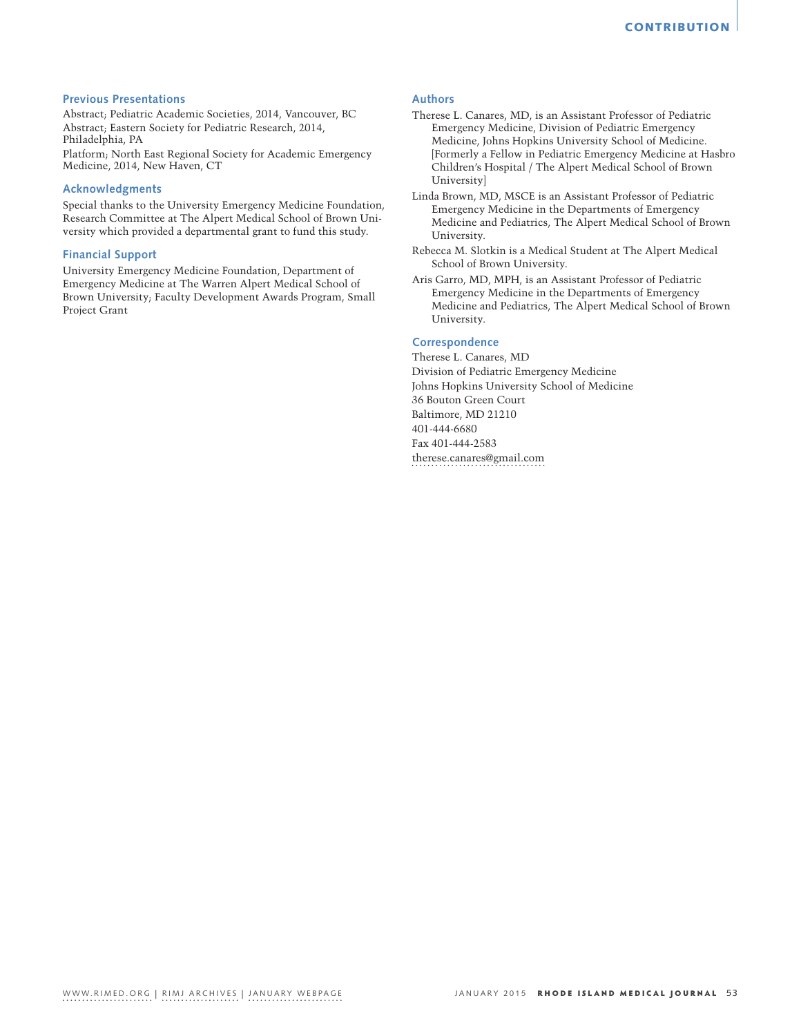### Previous Presentations

Abstract; Pediatric Academic Societies, 2014, Vancouver, BC

Abstract; Eastern Society for Pediatric Research, 2014, Philadelphia, PA

Platform; North East Regional Society for Academic Emergency Medicine, 2014, New Haven, CT

### Acknowledgments

Special thanks to the University Emergency Medicine Foundation, Research Committee at The Alpert Medical School of Brown University which provided a departmental grant to fund this study.

### Financial Support

University Emergency Medicine Foundation, Department of Emergency Medicine at The Warren Alpert Medical School of Brown University; Faculty Development Awards Program, Small Project Grant

### Authors

Therese L. Canares, MD, is an Assistant Professor of Pediatric Emergency Medicine, Division of Pediatric Emergency Medicine, Johns Hopkins University School of Medicine. [Formerly a Fellow in Pediatric Emergency Medicine at Hasbro Children's Hospital / The Alpert Medical School of Brown University]

Linda Brown, MD, MSCE is an Assistant Professor of Pediatric Emergency Medicine in the Departments of Emergency Medicine and Pediatrics, The Alpert Medical School of Brown University.

Rebecca M. Slotkin is a Medical Student at The Alpert Medical School of Brown University.

Aris Garro, MD, MPH, is an Assistant Professor of Pediatric Emergency Medicine in the Departments of Emergency Medicine and Pediatrics, The Alpert Medical School of Brown University.

### Correspondence

Therese L. Canares, MD
Division of Pediatric Emergency Medicine
Johns Hopkins University School of Medicine
36 Bouton Green Court
Baltimore, MD 21210
401-444-6680
Fax 401-444-2583
therese.canares@gmail.com